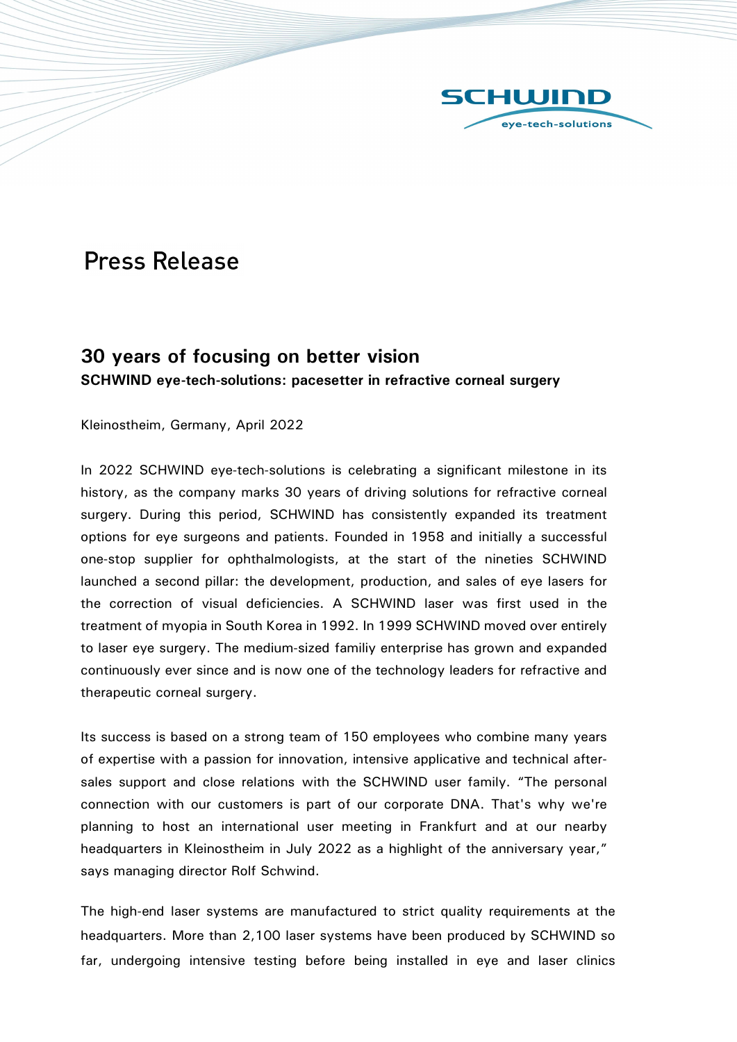# Press Release

## 30 years of focusing on better vision

**SCHWIND eye-tech-solutions: pacesetter in refractive corneal surgery**

Kleinostheim, Germany, April 2022

In 2022 SCHWIND eye-tech-solutions is celebrating a significant milestone in its history, as the company marks 30 years of driving solutions for refractive corneal surgery. During this period, SCHWIND has consistently expanded its treatment options for eye surgeons and patients. Founded in 1958 and initially a successful one-stop supplier for ophthalmologists, at the start of the nineties SCHWIND launched a second pillar: the development, production, and sales of eye lasers for the correction of visual deficiencies. A SCHWIND laser was first used in the treatment of myopia in South Korea in 1992. In 1999 SCHWIND moved over entirely to laser eye surgery. The medium-sized familiy enterprise has grown and expanded continuously ever since and is now one of the technology leaders for refractive and therapeutic corneal surgery.

Its success is based on a strong team of 150 employees who combine many years of expertise with a passion for innovation, intensive applicative and technical after-sales support and close relations with the SCHWIND user family. "The personal connection with our customers is part of our corporate DNA. That's why we're planning to host an international user meeting in Frankfurt and at our nearby headquarters in Kleinostheim in July 2022 as a highlight of the anniversary year," says managing director Rolf Schwind.

The high-end laser systems are manufactured to strict quality requirements at the headquarters. More than 2,100 laser systems have been produced by SCHWIND so far, undergoing intensive testing before being installed in eye and laser clinics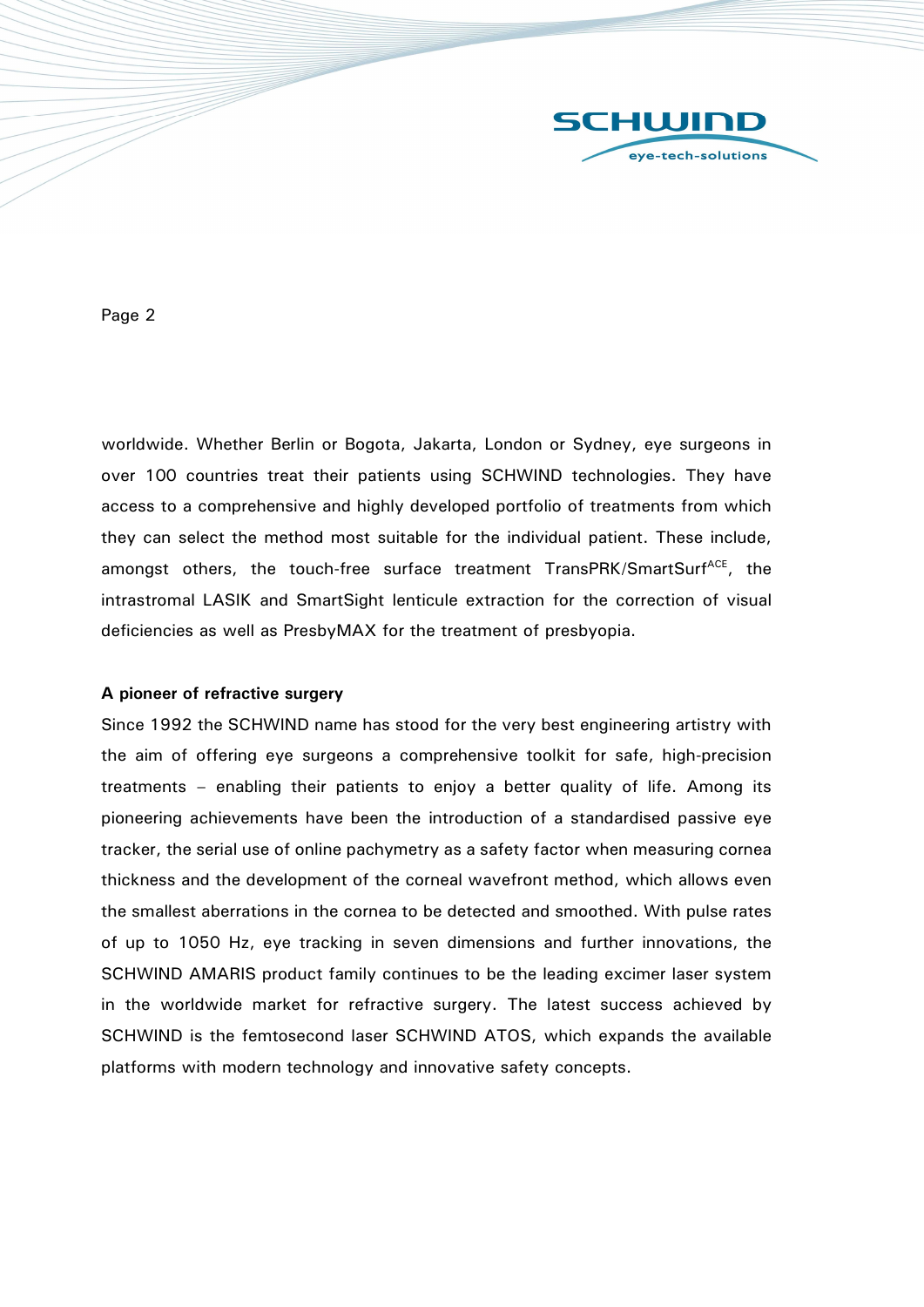worldwide. Whether Berlin or Bogota, Jakarta, London or Sydney, eye surgeons in over 100 countries treat their patients using SCHWIND technologies. They have access to a comprehensive and highly developed portfolio of treatments from which they can select the method most suitable for the individual patient. These include, amongst others, the touch-free surface treatment TransPRK/SmartSurf[ACE], the intrastromal LASIK and SmartSight lenticule extraction for the correction of visual deficiencies as well as PresbyMAX for the treatment of presbyopia.

**A pioneer of refractive surgery**

Since 1992 the SCHWIND name has stood for the very best engineering artistry with the aim of offering eye surgeons a comprehensive toolkit for safe, high-precision treatments – enabling their patients to enjoy a better quality of life. Among its pioneering achievements have been the introduction of a standardised passive eye tracker, the serial use of online pachymetry as a safety factor when measuring cornea thickness and the development of the corneal wavefront method, which allows even the smallest aberrations in the cornea to be detected and smoothed. With pulse rates of up to 1050 Hz, eye tracking in seven dimensions and further innovations, the SCHWIND AMARIS product family continues to be the leading excimer laser system in the worldwide market for refractive surgery. The latest success achieved by SCHWIND is the femtosecond laser SCHWIND ATOS, which expands the available platforms with modern technology and innovative safety concepts.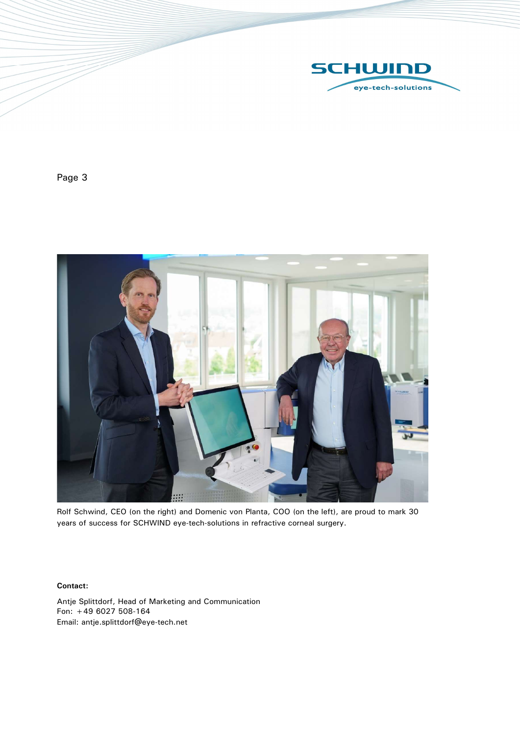Rolf Schwind, CEO (on the right) and Domenic von Planta, COO (on the left), are proud to mark 30 years of success for SCHWIND eye-tech-solutions in refractive corneal surgery.

**Contact:**

Antje Splittdorf, Head of Marketing and Communication
Fon: +49 6027 508-164
Email: antje.splittdorf@eye-tech.net